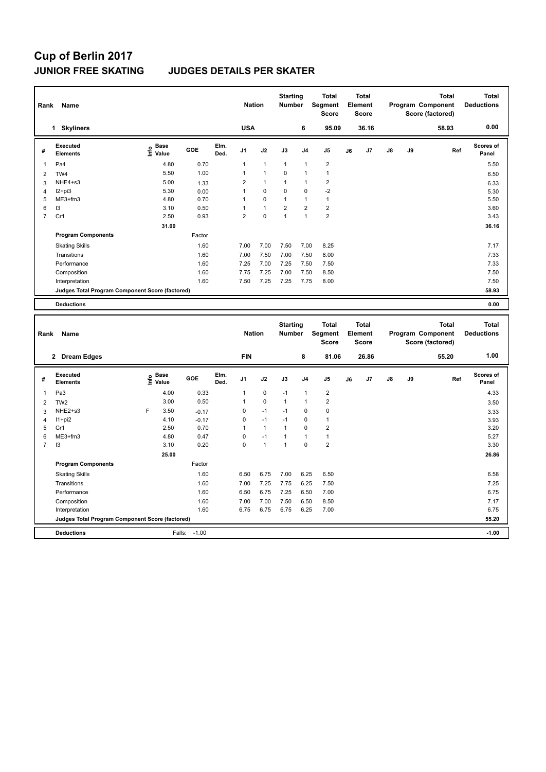# Cup of Berlin 2017

## JUNIOR FREE SKATING JUDGES DETAILS PER SKATER

| Rank | Name | Nation | Starting Number | Total Segment Score | Total Element Score | Total Program Component Score (factored) | Total Deductions |
|---|---|---|---|---|---|---|---|
| 1 | Skyliners | USA | 6 | 95.09 | 36.16 | 58.93 | 0.00 |

| # | Executed Elements | Info | Base Value | GOE | Elm. Ded. | J1 | J2 | J3 | J4 | J5 | J6 | J7 | J8 | J9 | Ref | Scores of Panel |
|---|---|---|---|---|---|---|---|---|---|---|---|---|---|---|---|---|
| 1 | Pa4 | | 4.80 | 0.70 | | 1 | 1 | 1 | 1 | 2 | | | | | | 5.50 |
| 2 | TW4 | | 5.50 | 1.00 | | 1 | 1 | 0 | 1 | 1 | | | | | | 6.50 |
| 3 | NHE4+s3 | | 5.00 | 1.33 | | 2 | 1 | 1 | 1 | 2 | | | | | | 6.33 |
| 4 | I2+pi3 | | 5.30 | 0.00 | | 1 | 0 | 0 | 0 | -2 | | | | | | 5.30 |
| 5 | ME3+fm3 | | 4.80 | 0.70 | | 1 | 0 | 1 | 1 | 1 | | | | | | 5.50 |
| 6 | I3 | | 3.10 | 0.50 | | 1 | 1 | 2 | 2 | 2 | | | | | | 3.60 |
| 7 | Cr1 | | 2.50 | 0.93 | | 2 | 0 | 1 | 1 | 2 | | | | | | 3.43 |
| | | | 31.00 | | | | | | | | | | | | | 36.16 |
| | **Program Components** | | | Factor | | | | | | | | | | | | |
| | Skating Skills | | | 1.60 | | 7.00 | 7.00 | 7.50 | 7.00 | 8.25 | | | | | | 7.17 |
| | Transitions | | | 1.60 | | 7.00 | 7.50 | 7.00 | 7.50 | 8.00 | | | | | | 7.33 |
| | Performance | | | 1.60 | | 7.25 | 7.00 | 7.25 | 7.50 | 7.50 | | | | | | 7.33 |
| | Composition | | | 1.60 | | 7.75 | 7.25 | 7.00 | 7.50 | 8.50 | | | | | | 7.50 |
| | Interpretation | | | 1.60 | | 7.50 | 7.25 | 7.25 | 7.75 | 8.00 | | | | | | 7.50 |
| | **Judges Total Program Component Score (factored)** | | | | | | | | | | | | | | | 58.93 |
| | **Deductions** | | | | | | | | | | | | | | | 0.00 |

| Rank | Name | Nation | Starting Number | Total Segment Score | Total Element Score | Total Program Component Score (factored) | Total Deductions |
|---|---|---|---|---|---|---|---|
| 2 | Dream Edges | FIN | 8 | 81.06 | 26.86 | 55.20 | 1.00 |

| # | Executed Elements | Info | Base Value | GOE | Elm. Ded. | J1 | J2 | J3 | J4 | J5 | J6 | J7 | J8 | J9 | Ref | Scores of Panel |
|---|---|---|---|---|---|---|---|---|---|---|---|---|---|---|---|---|
| 1 | Pa3 | | 4.00 | 0.33 | | 1 | 0 | -1 | 1 | 2 | | | | | | 4.33 |
| 2 | TW2 | | 3.00 | 0.50 | | 1 | 0 | 1 | 1 | 2 | | | | | | 3.50 |
| 3 | NHE2+s3 | F | 3.50 | -0.17 | | 0 | -1 | -1 | 0 | 0 | | | | | | 3.33 |
| 4 | I1+pi2 | | 4.10 | -0.17 | | 0 | -1 | -1 | 0 | 1 | | | | | | 3.93 |
| 5 | Cr1 | | 2.50 | 0.70 | | 1 | 1 | 1 | 0 | 2 | | | | | | 3.20 |
| 6 | ME3+fm3 | | 4.80 | 0.47 | | 0 | -1 | 1 | 1 | 1 | | | | | | 5.27 |
| 7 | I3 | | 3.10 | 0.20 | | 0 | 1 | 1 | 0 | 2 | | | | | | 3.30 |
| | | | 25.00 | | | | | | | | | | | | | 26.86 |
| | **Program Components** | | | Factor | | | | | | | | | | | | |
| | Skating Skills | | | 1.60 | | 6.50 | 6.75 | 7.00 | 6.25 | 6.50 | | | | | | 6.58 |
| | Transitions | | | 1.60 | | 7.00 | 7.25 | 7.75 | 6.25 | 7.50 | | | | | | 7.25 |
| | Performance | | | 1.60 | | 6.50 | 6.75 | 7.25 | 6.50 | 7.00 | | | | | | 6.75 |
| | Composition | | | 1.60 | | 7.00 | 7.00 | 7.50 | 6.50 | 8.50 | | | | | | 7.17 |
| | Interpretation | | | 1.60 | | 6.75 | 6.75 | 6.75 | 6.25 | 7.00 | | | | | | 6.75 |
| | **Judges Total Program Component Score (factored)** | | | | | | | | | | | | | | | 55.20 |
| | **Deductions** | | Falls: | -1.00 | | | | | | | | | | | | -1.00 |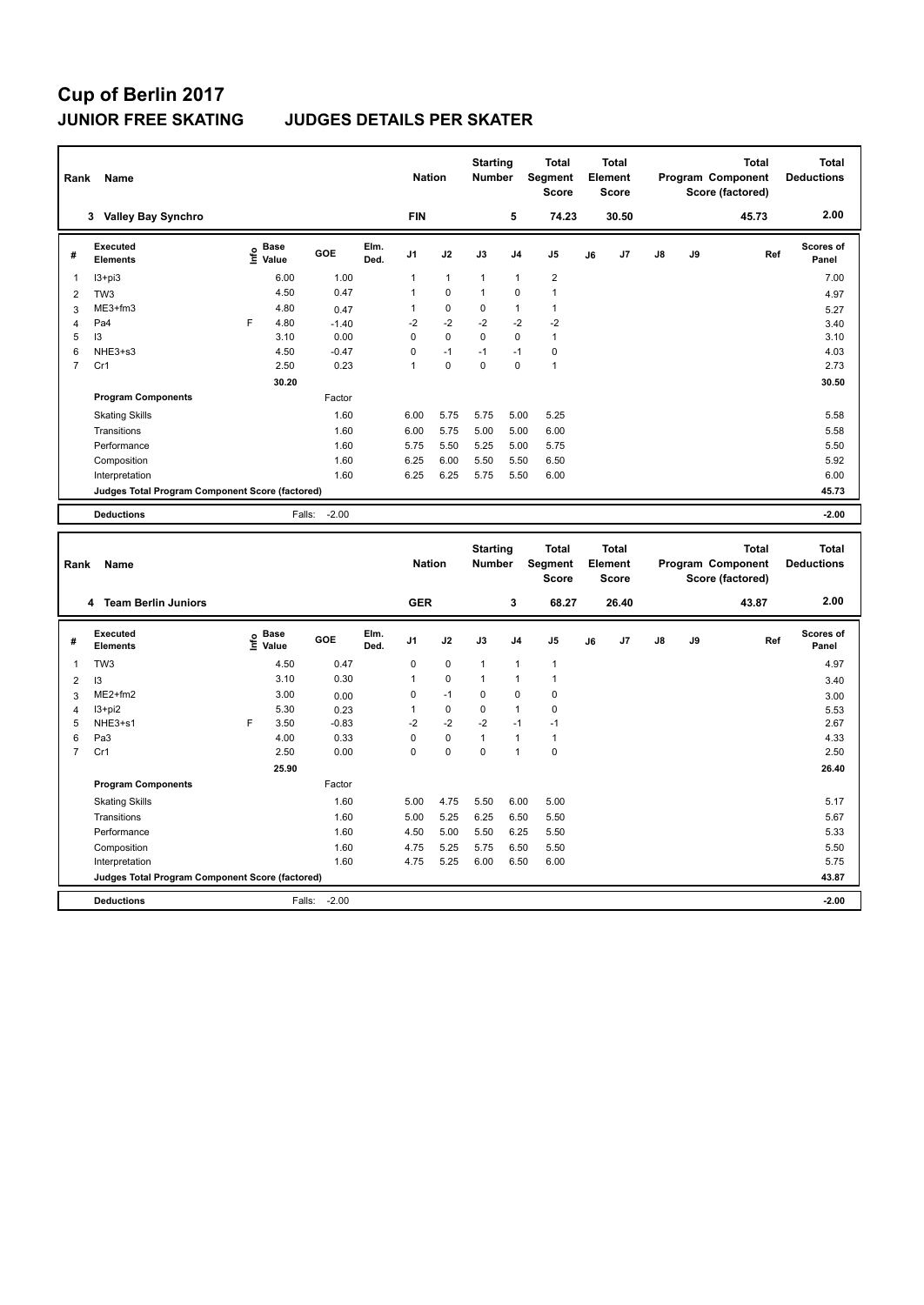# Cup of Berlin 2017

## JUNIOR FREE SKATING JUDGES DETAILS PER SKATER

| Rank | Name | Nation | Starting Number | Total Segment Score | Total Element Score | Total Program Component Score (factored) | Total Deductions |
|---|---|---|---|---|---|---|---|
| 3 | Valley Bay Synchro | FIN | 5 | 74.23 | 30.50 | 45.73 | 2.00 |

| # | Executed Elements | Info | Base Value | GOE | Elm. Ded. | J1 | J2 | J3 | J4 | J5 | J6 | J7 | J8 | J9 | Ref | Scores of Panel |
|---|---|---|---|---|---|---|---|---|---|---|---|---|---|---|---|---|
| 1 | I3+pi3 | | 6.00 | 1.00 | | 1 | 1 | 1 | 1 | 2 | | | | | | 7.00 |
| 2 | TW3 | | 4.50 | 0.47 | | 1 | 0 | 1 | 0 | 1 | | | | | | 4.97 |
| 3 | ME3+fm3 | | 4.80 | 0.47 | | 1 | 0 | 0 | 1 | 1 | | | | | | 5.27 |
| 4 | Pa4 | F | 4.80 | -1.40 | | -2 | -2 | -2 | -2 | -2 | | | | | | 3.40 |
| 5 | I3 | | 3.10 | 0.00 | | 0 | 0 | 0 | 0 | 1 | | | | | | 3.10 |
| 6 | NHE3+s3 | | 4.50 | -0.47 | | 0 | -1 | -1 | -1 | 0 | | | | | | 4.03 |
| 7 | Cr1 | | 2.50 | 0.23 | | 1 | 0 | 0 | 0 | 1 | | | | | | 2.73 |
| | | | 30.20 | | | | | | | | | | | | | 30.50 |
| | **Program Components** | | | Factor | | | | | | | | | | | | |
| | Skating Skills | | | 1.60 | | 6.00 | 5.75 | 5.75 | 5.00 | 5.25 | | | | | | 5.58 |
| | Transitions | | | 1.60 | | 6.00 | 5.75 | 5.00 | 5.00 | 6.00 | | | | | | 5.58 |
| | Performance | | | 1.60 | | 5.75 | 5.50 | 5.25 | 5.00 | 5.75 | | | | | | 5.50 |
| | Composition | | | 1.60 | | 6.25 | 6.00 | 5.50 | 5.50 | 6.50 | | | | | | 5.92 |
| | Interpretation | | | 1.60 | | 6.25 | 6.25 | 5.75 | 5.50 | 6.00 | | | | | | 6.00 |
| | Judges Total Program Component Score (factored) | | | | | | | | | | | | | | | 45.73 |
| | **Deductions** | | Falls: | -2.00 | | | | | | | | | | | | -2.00 |

| Rank | Name | Nation | Starting Number | Total Segment Score | Total Element Score | Total Program Component Score (factored) | Total Deductions |
|---|---|---|---|---|---|---|---|
| 4 | Team Berlin Juniors | GER | 3 | 68.27 | 26.40 | 43.87 | 2.00 |

| # | Executed Elements | Info | Base Value | GOE | Elm. Ded. | J1 | J2 | J3 | J4 | J5 | J6 | J7 | J8 | J9 | Ref | Scores of Panel |
|---|---|---|---|---|---|---|---|---|---|---|---|---|---|---|---|---|
| 1 | TW3 | | 4.50 | 0.47 | | 0 | 0 | 1 | 1 | 1 | | | | | | 4.97 |
| 2 | I3 | | 3.10 | 0.30 | | 1 | 0 | 1 | 1 | 1 | | | | | | 3.40 |
| 3 | ME2+fm2 | | 3.00 | 0.00 | | 0 | -1 | 0 | 0 | 0 | | | | | | 3.00 |
| 4 | I3+pi2 | | 5.30 | 0.23 | | 1 | 0 | 0 | 1 | 0 | | | | | | 5.53 |
| 5 | NHE3+s1 | F | 3.50 | -0.83 | | -2 | -2 | -2 | -1 | -1 | | | | | | 2.67 |
| 6 | Pa3 | | 4.00 | 0.33 | | 0 | 0 | 1 | 1 | 1 | | | | | | 4.33 |
| 7 | Cr1 | | 2.50 | 0.00 | | 0 | 0 | 0 | 1 | 0 | | | | | | 2.50 |
| | | | 25.90 | | | | | | | | | | | | | 26.40 |
| | **Program Components** | | | Factor | | | | | | | | | | | | |
| | Skating Skills | | | 1.60 | | 5.00 | 4.75 | 5.50 | 6.00 | 5.00 | | | | | | 5.17 |
| | Transitions | | | 1.60 | | 5.00 | 5.25 | 6.25 | 6.50 | 5.50 | | | | | | 5.67 |
| | Performance | | | 1.60 | | 4.50 | 5.00 | 5.50 | 6.25 | 5.50 | | | | | | 5.33 |
| | Composition | | | 1.60 | | 4.75 | 5.25 | 5.75 | 6.50 | 5.50 | | | | | | 5.50 |
| | Interpretation | | | 1.60 | | 4.75 | 5.25 | 6.00 | 6.50 | 6.00 | | | | | | 5.75 |
| | Judges Total Program Component Score (factored) | | | | | | | | | | | | | | | 43.87 |
| | **Deductions** | | Falls: | -2.00 | | | | | | | | | | | | -2.00 |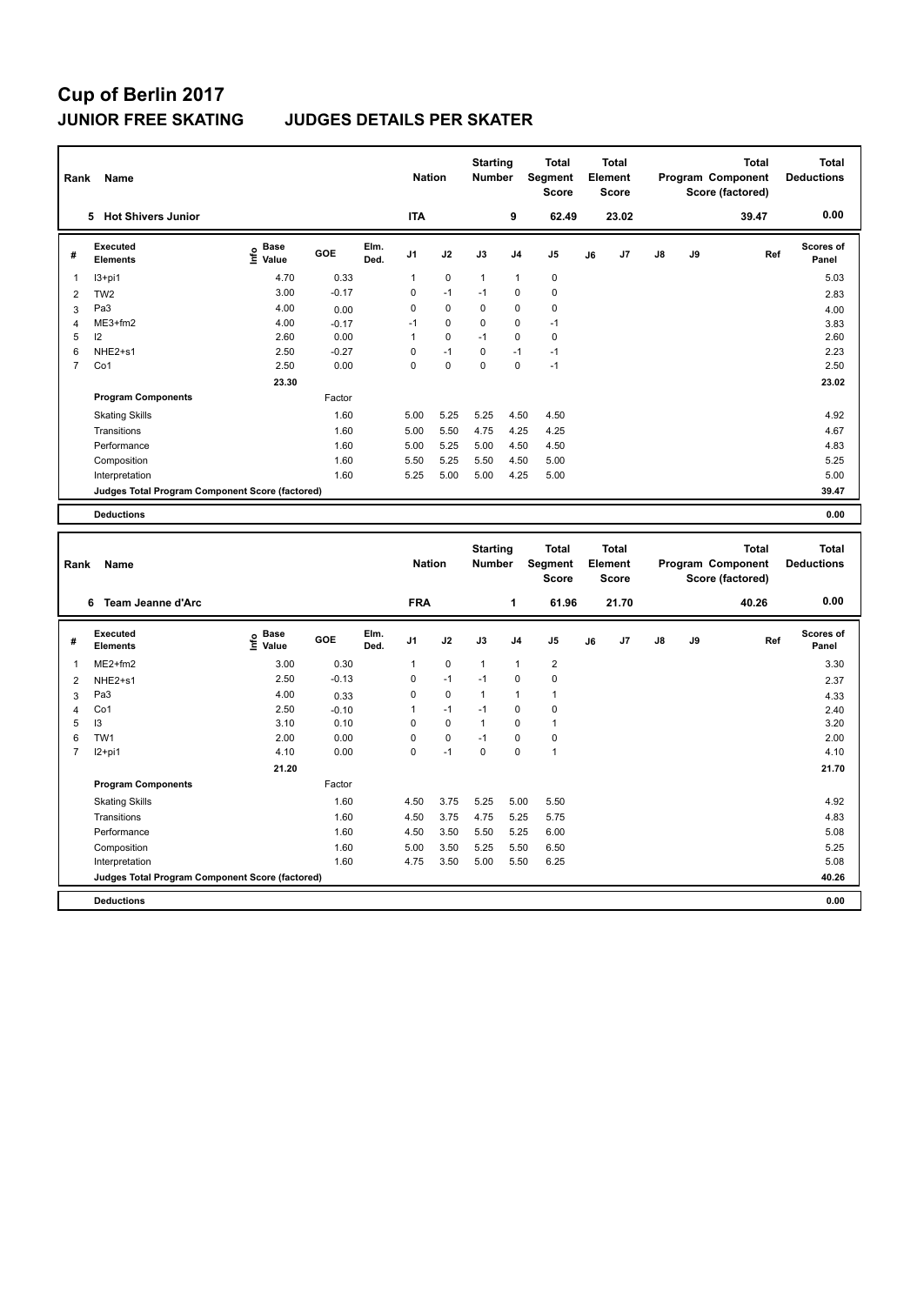# Cup of Berlin 2017

## JUNIOR FREE SKATING JUDGES DETAILS PER SKATER

| Rank | Name | Nation | Starting Number | Total Segment Score | Total Element Score | Total Program Component Score (factored) | Total Deductions |
|---|---|---|---|---|---|---|---|
| 5 | Hot Shivers Junior | ITA | 9 | 62.49 | 23.02 | 39.47 | 0.00 |

| # | Executed Elements | Info | Base Value | GOE | Elm. Ded. | J1 | J2 | J3 | J4 | J5 | J6 | J7 | J8 | J9 | Ref | Scores of Panel |
|---|---|---|---|---|---|---|---|---|---|---|---|---|---|---|---|---|
| 1 | I3+pi1 | | 4.70 | 0.33 | | 1 | 0 | 1 | 1 | 0 | | | | | | 5.03 |
| 2 | TW2 | | 3.00 | -0.17 | | 0 | -1 | -1 | 0 | 0 | | | | | | 2.83 |
| 3 | Pa3 | | 4.00 | 0.00 | | 0 | 0 | 0 | 0 | 0 | | | | | | 4.00 |
| 4 | ME3+fm2 | | 4.00 | -0.17 | | -1 | 0 | 0 | 0 | -1 | | | | | | 3.83 |
| 5 | I2 | | 2.60 | 0.00 | | 1 | 0 | -1 | 0 | 0 | | | | | | 2.60 |
| 6 | NHE2+s1 | | 2.50 | -0.27 | | 0 | -1 | 0 | -1 | -1 | | | | | | 2.23 |
| 7 | Co1 | | 2.50 | 0.00 | | 0 | 0 | 0 | 0 | -1 | | | | | | 2.50 |
| | | | 23.30 | | | | | | | | | | | | | 23.02 |

| Program Components | Factor | J1 | J2 | J3 | J4 | J5 | J6 | J7 | J8 | J9 | Scores of Panel |
|---|---|---|---|---|---|---|---|---|---|---|---|
| Skating Skills | 1.60 | 5.00 | 5.25 | 5.25 | 4.50 | 4.50 | | | | | 4.92 |
| Transitions | 1.60 | 5.00 | 5.50 | 4.75 | 4.25 | 4.25 | | | | | 4.67 |
| Performance | 1.60 | 5.00 | 5.25 | 5.00 | 4.50 | 4.50 | | | | | 4.83 |
| Composition | 1.60 | 5.50 | 5.25 | 5.50 | 4.50 | 5.00 | | | | | 5.25 |
| Interpretation | 1.60 | 5.25 | 5.00 | 5.00 | 4.25 | 5.00 | | | | | 5.00 |
| Judges Total Program Component Score (factored) | | | | | | | | | | | 39.47 |

**Deductions** 0.00

| Rank | Name | Nation | Starting Number | Total Segment Score | Total Element Score | Total Program Component Score (factored) | Total Deductions |
|---|---|---|---|---|---|---|---|
| 6 | Team Jeanne d'Arc | FRA | 1 | 61.96 | 21.70 | 40.26 | 0.00 |

| # | Executed Elements | Info | Base Value | GOE | Elm. Ded. | J1 | J2 | J3 | J4 | J5 | J6 | J7 | J8 | J9 | Ref | Scores of Panel |
|---|---|---|---|---|---|---|---|---|---|---|---|---|---|---|---|---|
| 1 | ME2+fm2 | | 3.00 | 0.30 | | 1 | 0 | 1 | 1 | 2 | | | | | | 3.30 |
| 2 | NHE2+s1 | | 2.50 | -0.13 | | 0 | -1 | -1 | 0 | 0 | | | | | | 2.37 |
| 3 | Pa3 | | 4.00 | 0.33 | | 0 | 0 | 1 | 1 | 1 | | | | | | 4.33 |
| 4 | Co1 | | 2.50 | -0.10 | | 1 | -1 | -1 | 0 | 0 | | | | | | 2.40 |
| 5 | I3 | | 3.10 | 0.10 | | 0 | 0 | 1 | 0 | 1 | | | | | | 3.20 |
| 6 | TW1 | | 2.00 | 0.00 | | 0 | 0 | -1 | 0 | 0 | | | | | | 2.00 |
| 7 | I2+pi1 | | 4.10 | 0.00 | | 0 | -1 | 0 | 0 | 1 | | | | | | 4.10 |
| | | | 21.20 | | | | | | | | | | | | | 21.70 |

| Program Components | Factor | J1 | J2 | J3 | J4 | J5 | J6 | J7 | J8 | J9 | Scores of Panel |
|---|---|---|---|---|---|---|---|---|---|---|---|
| Skating Skills | 1.60 | 4.50 | 3.75 | 5.25 | 5.00 | 5.50 | | | | | 4.92 |
| Transitions | 1.60 | 4.50 | 3.75 | 4.75 | 5.25 | 5.75 | | | | | 4.83 |
| Performance | 1.60 | 4.50 | 3.50 | 5.50 | 5.25 | 6.00 | | | | | 5.08 |
| Composition | 1.60 | 5.00 | 3.50 | 5.25 | 5.50 | 6.50 | | | | | 5.25 |
| Interpretation | 1.60 | 4.75 | 3.50 | 5.00 | 5.50 | 6.25 | | | | | 5.08 |
| Judges Total Program Component Score (factored) | | | | | | | | | | | 40.26 |

**Deductions** 0.00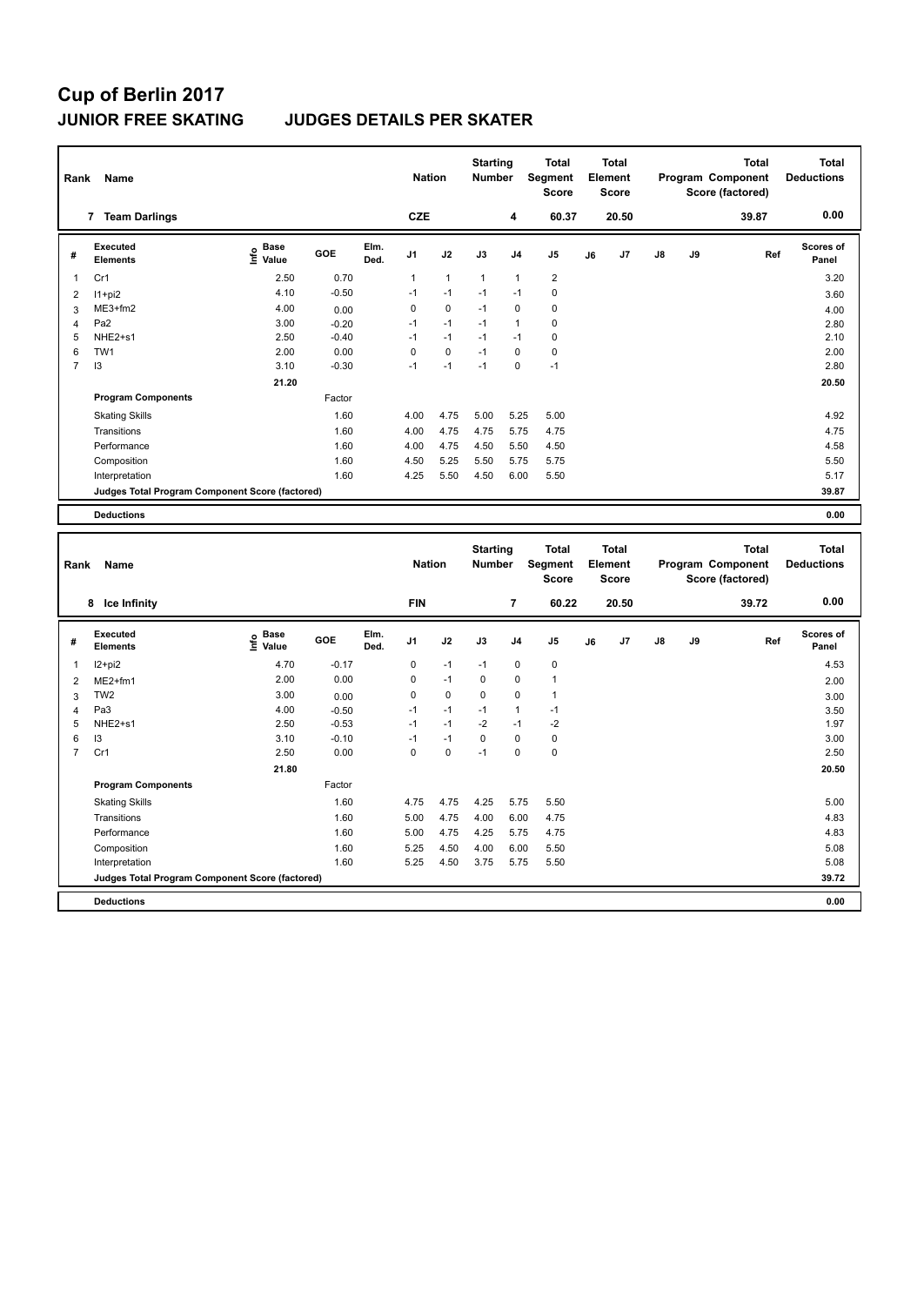# Cup of Berlin 2017

## JUNIOR FREE SKATING JUDGES DETAILS PER SKATER

| Rank | Name | Nation | Starting Number | Total Segment Score | Total Element Score | Total Program Component Score (factored) | Total Deductions |
|---|---|---|---|---|---|---|---|
| 7 | Team Darlings | CZE | 4 | 60.37 | 20.50 | 39.87 | 0.00 |

| # | Executed Elements | Info | Base Value | GOE | Elm. Ded. | J1 | J2 | J3 | J4 | J5 | J6 | J7 | J8 | J9 | Ref | Scores of Panel |
|---|---|---|---|---|---|---|---|---|---|---|---|---|---|---|---|---|
| 1 | Cr1 | | 2.50 | 0.70 | | 1 | 1 | 1 | 1 | 2 | | | | | | 3.20 |
| 2 | I1+pi2 | | 4.10 | -0.50 | | -1 | -1 | -1 | -1 | 0 | | | | | | 3.60 |
| 3 | ME3+fm2 | | 4.00 | 0.00 | | 0 | 0 | -1 | 0 | 0 | | | | | | 4.00 |
| 4 | Pa2 | | 3.00 | -0.20 | | -1 | -1 | -1 | 1 | 0 | | | | | | 2.80 |
| 5 | NHE2+s1 | | 2.50 | -0.40 | | -1 | -1 | -1 | -1 | 0 | | | | | | 2.10 |
| 6 | TW1 | | 2.00 | 0.00 | | 0 | 0 | -1 | 0 | 0 | | | | | | 2.00 |
| 7 | I3 | | 3.10 | -0.30 | | -1 | -1 | -1 | 0 | -1 | | | | | | 2.80 |
| | | | 21.20 | | | | | | | | | | | | | 20.50 |
| | **Program Components** | | | Factor | | | | | | | | | | | | |
| | Skating Skills | | | 1.60 | | 4.00 | 4.75 | 5.00 | 5.25 | 5.00 | | | | | | 4.92 |
| | Transitions | | | 1.60 | | 4.00 | 4.75 | 4.75 | 5.75 | 4.75 | | | | | | 4.75 |
| | Performance | | | 1.60 | | 4.00 | 4.75 | 4.50 | 5.50 | 4.50 | | | | | | 4.58 |
| | Composition | | | 1.60 | | 4.50 | 5.25 | 5.50 | 5.75 | 5.75 | | | | | | 5.50 |
| | Interpretation | | | 1.60 | | 4.25 | 5.50 | 4.50 | 6.00 | 5.50 | | | | | | 5.17 |
| | **Judges Total Program Component Score (factored)** | | | | | | | | | | | | | | | 39.87 |
| | **Deductions** | | | | | | | | | | | | | | | 0.00 |

| Rank | Name | Nation | Starting Number | Total Segment Score | Total Element Score | Total Program Component Score (factored) | Total Deductions |
|---|---|---|---|---|---|---|---|
| 8 | Ice Infinity | FIN | 7 | 60.22 | 20.50 | 39.72 | 0.00 |

| # | Executed Elements | Info | Base Value | GOE | Elm. Ded. | J1 | J2 | J3 | J4 | J5 | J6 | J7 | J8 | J9 | Ref | Scores of Panel |
|---|---|---|---|---|---|---|---|---|---|---|---|---|---|---|---|---|
| 1 | I2+pi2 | | 4.70 | -0.17 | | 0 | -1 | -1 | 0 | 0 | | | | | | 4.53 |
| 2 | ME2+fm1 | | 2.00 | 0.00 | | 0 | -1 | 0 | 0 | 1 | | | | | | 2.00 |
| 3 | TW2 | | 3.00 | 0.00 | | 0 | 0 | 0 | 0 | 1 | | | | | | 3.00 |
| 4 | Pa3 | | 4.00 | -0.50 | | -1 | -1 | -1 | 1 | -1 | | | | | | 3.50 |
| 5 | NHE2+s1 | | 2.50 | -0.53 | | -1 | -1 | -2 | -1 | -2 | | | | | | 1.97 |
| 6 | I3 | | 3.10 | -0.10 | | -1 | -1 | 0 | 0 | 0 | | | | | | 3.00 |
| 7 | Cr1 | | 2.50 | 0.00 | | 0 | 0 | -1 | 0 | 0 | | | | | | 2.50 |
| | | | 21.80 | | | | | | | | | | | | | 20.50 |
| | **Program Components** | | | Factor | | | | | | | | | | | | |
| | Skating Skills | | | 1.60 | | 4.75 | 4.75 | 4.25 | 5.75 | 5.50 | | | | | | 5.00 |
| | Transitions | | | 1.60 | | 5.00 | 4.75 | 4.00 | 6.00 | 4.75 | | | | | | 4.83 |
| | Performance | | | 1.60 | | 5.00 | 4.75 | 4.25 | 5.75 | 4.75 | | | | | | 4.83 |
| | Composition | | | 1.60 | | 5.25 | 4.50 | 4.00 | 6.00 | 5.50 | | | | | | 5.08 |
| | Interpretation | | | 1.60 | | 5.25 | 4.50 | 3.75 | 5.75 | 5.50 | | | | | | 5.08 |
| | **Judges Total Program Component Score (factored)** | | | | | | | | | | | | | | | 39.72 |
| | **Deductions** | | | | | | | | | | | | | | | 0.00 |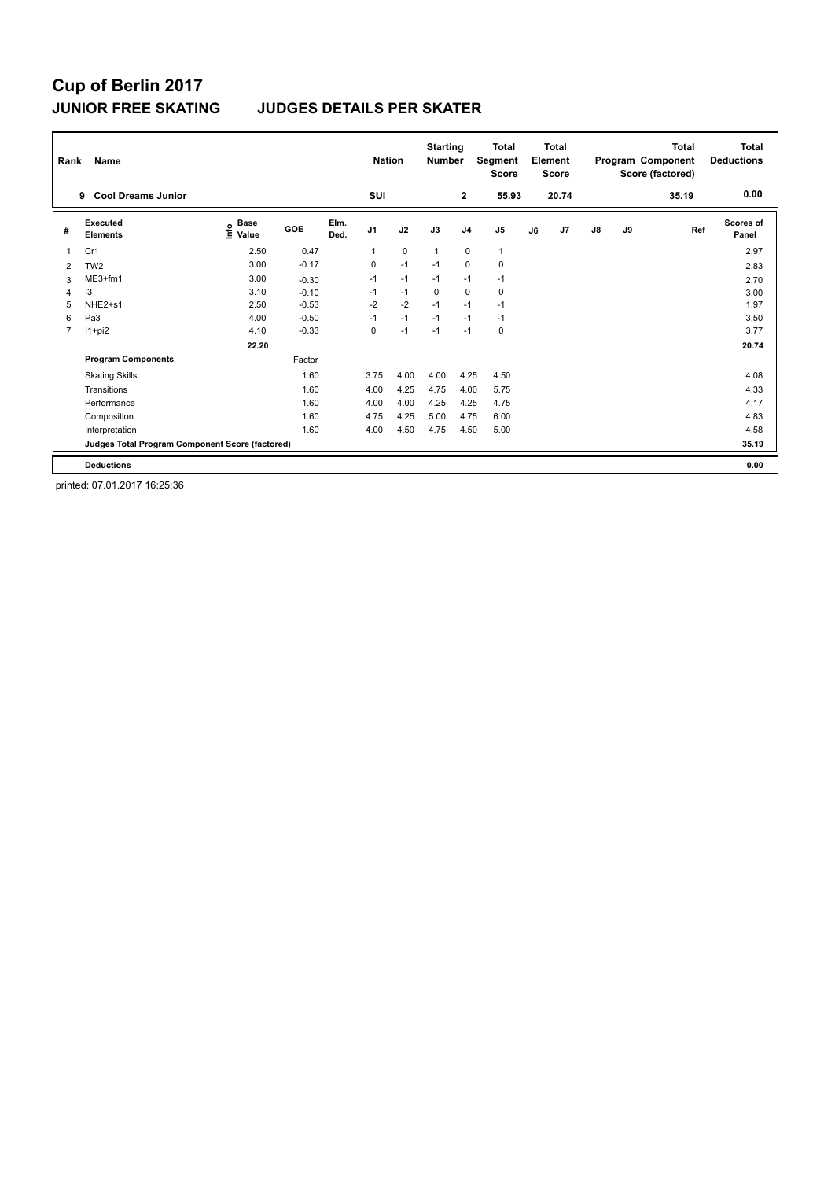# Cup of Berlin 2017

## JUNIOR FREE SKATING JUDGES DETAILS PER SKATER

| Rank | Name | Nation | Starting Number | Total Segment Score | Total Element Score | Total Program Component Score (factored) | Total Deductions |
|---|---|---|---|---|---|---|---|
| 9 | Cool Dreams Junior | SUI | 2 | 55.93 | 20.74 | 35.19 | 0.00 |

| # | Executed Elements | Info | Base Value | GOE | Elm. Ded. | J1 | J2 | J3 | J4 | J5 | J6 | J7 | J8 | J9 | Ref | Scores of Panel |
|---|---|---|---|---|---|---|---|---|---|---|---|---|---|---|---|---|
| 1 | Cr1 | | 2.50 | 0.47 | | 1 | 0 | 1 | 0 | 1 | | | | | | 2.97 |
| 2 | TW2 | | 3.00 | -0.17 | | 0 | -1 | -1 | 0 | 0 | | | | | | 2.83 |
| 3 | ME3+fm1 | | 3.00 | -0.30 | | -1 | -1 | -1 | -1 | -1 | | | | | | 2.70 |
| 4 | I3 | | 3.10 | -0.10 | | -1 | -1 | 0 | 0 | 0 | | | | | | 3.00 |
| 5 | NHE2+s1 | | 2.50 | -0.53 | | -2 | -2 | -1 | -1 | -1 | | | | | | 1.97 |
| 6 | Pa3 | | 4.00 | -0.50 | | -1 | -1 | -1 | -1 | -1 | | | | | | 3.50 |
| 7 | I1+pi2 | | 4.10 | -0.33 | | 0 | -1 | -1 | -1 | 0 | | | | | | 3.77 |
| | | | 22.20 | | | | | | | | | | | | | 20.74 |
| | **Program Components** | | | Factor | | | | | | | | | | | | |
| | Skating Skills | | | 1.60 | | 3.75 | 4.00 | 4.00 | 4.25 | 4.50 | | | | | | 4.08 |
| | Transitions | | | 1.60 | | 4.00 | 4.25 | 4.75 | 4.00 | 5.75 | | | | | | 4.33 |
| | Performance | | | 1.60 | | 4.00 | 4.00 | 4.25 | 4.25 | 4.75 | | | | | | 4.17 |
| | Composition | | | 1.60 | | 4.75 | 4.25 | 5.00 | 4.75 | 6.00 | | | | | | 4.83 |
| | Interpretation | | | 1.60 | | 4.00 | 4.50 | 4.75 | 4.50 | 5.00 | | | | | | 4.58 |
| | Judges Total Program Component Score (factored) | | | | | | | | | | | | | | | 35.19 |
| | **Deductions** | | | | | | | | | | | | | | | 0.00 |

printed: 07.01.2017 16:25:36